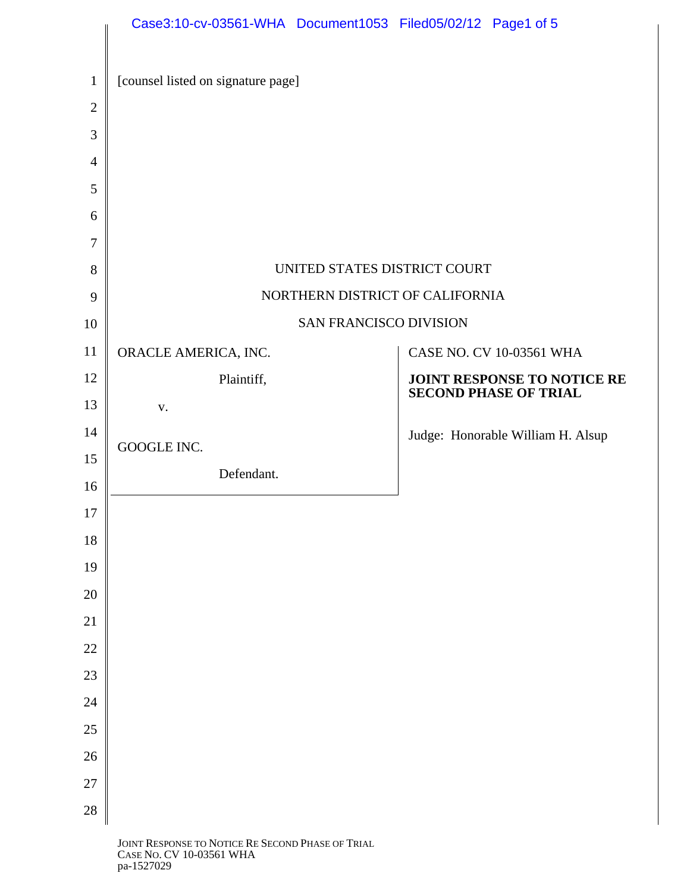[counsel listed on signature page]

UNITED STATES DISTRICT COURT

NORTHERN DISTRICT OF CALIFORNIA

SAN FRANCISCO DIVISION

| | |
|---|---|
| ORACLE AMERICA, INC.<br><br>Plaintiff,<br><br>v.<br><br>GOOGLE INC.<br><br>Defendant. | CASE NO. CV 10-03561 WHA<br><br>**JOINT RESPONSE TO NOTICE RE SECOND PHASE OF TRIAL**<br><br>Judge: Honorable William H. Alsup |

JOINT RESPONSE TO NOTICE RE SECOND PHASE OF TRIAL
CASE NO. CV 10-03561 WHA
pa-1527029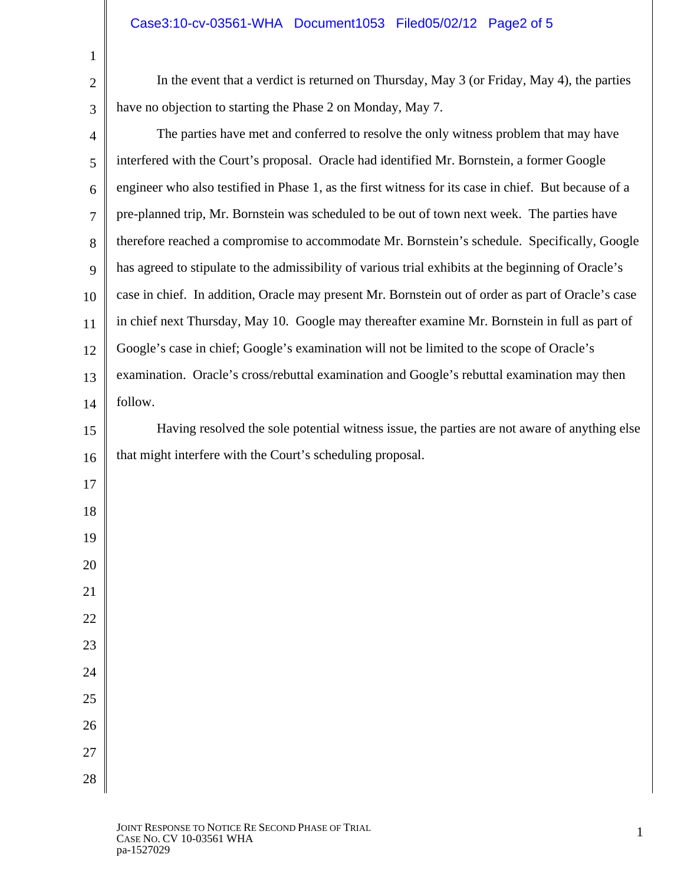In the event that a verdict is returned on Thursday, May 3 (or Friday, May 4), the parties have no objection to starting the Phase 2 on Monday, May 7.

The parties have met and conferred to resolve the only witness problem that may have interfered with the Court's proposal. Oracle had identified Mr. Bornstein, a former Google engineer who also testified in Phase 1, as the first witness for its case in chief. But because of a pre-planned trip, Mr. Bornstein was scheduled to be out of town next week. The parties have therefore reached a compromise to accommodate Mr. Bornstein's schedule. Specifically, Google has agreed to stipulate to the admissibility of various trial exhibits at the beginning of Oracle's case in chief. In addition, Oracle may present Mr. Bornstein out of order as part of Oracle's case in chief next Thursday, May 10. Google may thereafter examine Mr. Bornstein in full as part of Google's case in chief; Google's examination will not be limited to the scope of Oracle's examination. Oracle's cross/rebuttal examination and Google's rebuttal examination may then follow.

Having resolved the sole potential witness issue, the parties are not aware of anything else that might interfere with the Court's scheduling proposal.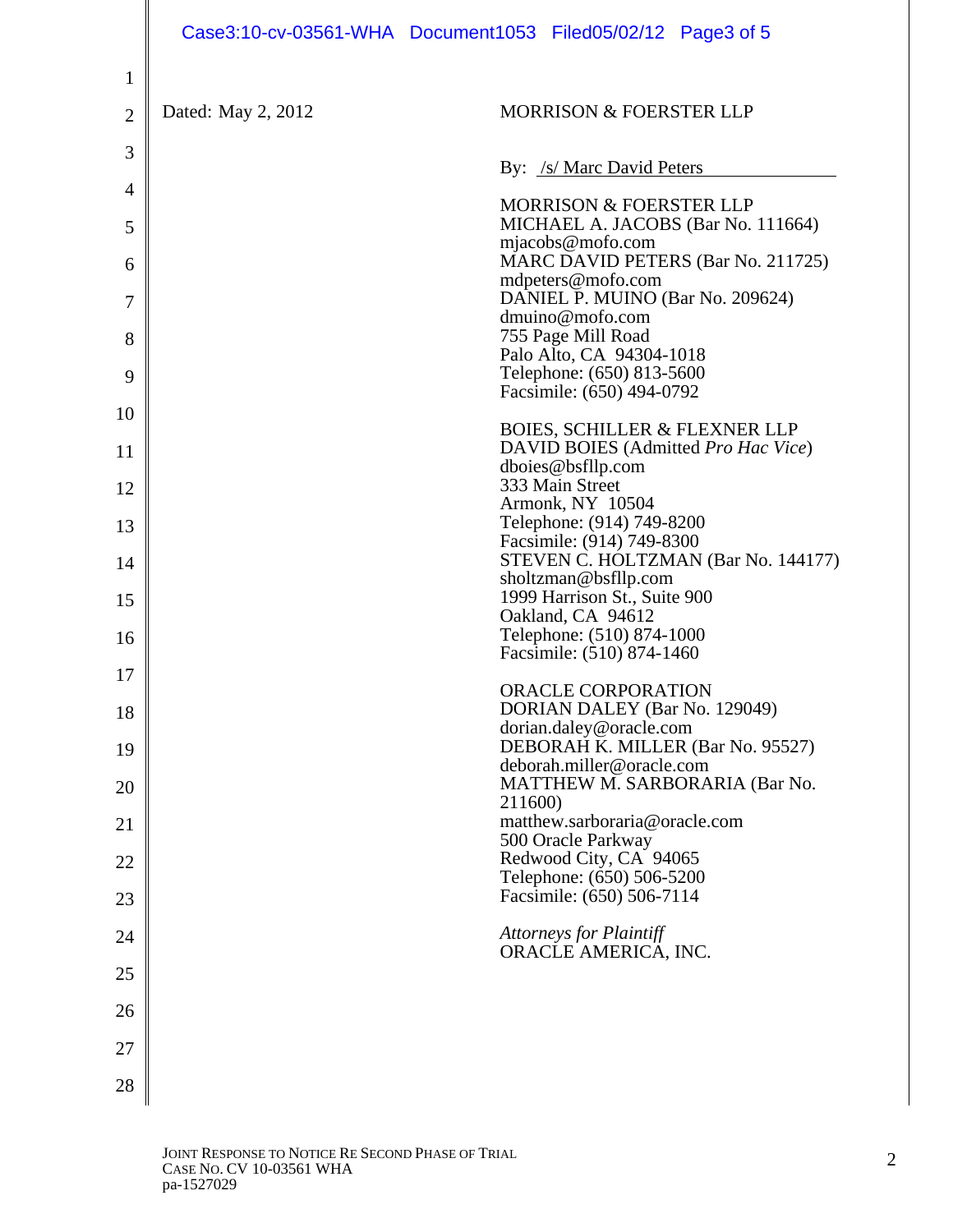Dated: May 2, 2012

MORRISON & FOERSTER LLP

By: /s/ Marc David Peters

MORRISON & FOERSTER LLP
MICHAEL A. JACOBS (Bar No. 111664)
mjacobs@mofo.com
MARC DAVID PETERS (Bar No. 211725)
mdpeters@mofo.com
DANIEL P. MUINO (Bar No. 209624)
dmuino@mofo.com
755 Page Mill Road
Palo Alto, CA 94304-1018
Telephone: (650) 813-5600
Facsimile: (650) 494-0792

BOIES, SCHILLER & FLEXNER LLP
DAVID BOIES (Admitted *Pro Hac Vice*)
dboies@bsfllp.com
333 Main Street
Armonk, NY 10504
Telephone: (914) 749-8200
Facsimile: (914) 749-8300
STEVEN C. HOLTZMAN (Bar No. 144177)
sholtzman@bsfllp.com
1999 Harrison St., Suite 900
Oakland, CA 94612
Telephone: (510) 874-1000
Facsimile: (510) 874-1460

ORACLE CORPORATION
DORIAN DALEY (Bar No. 129049)
dorian.daley@oracle.com
DEBORAH K. MILLER (Bar No. 95527)
deborah.miller@oracle.com
MATTHEW M. SARBORARIA (Bar No. 211600)
matthew.sarboraria@oracle.com
500 Oracle Parkway
Redwood City, CA 94065
Telephone: (650) 506-5200
Facsimile: (650) 506-7114

*Attorneys for Plaintiff*
ORACLE AMERICA, INC.

JOINT RESPONSE TO NOTICE RE SECOND PHASE OF TRIAL
CASE NO. CV 10-03561 WHA
pa-1527029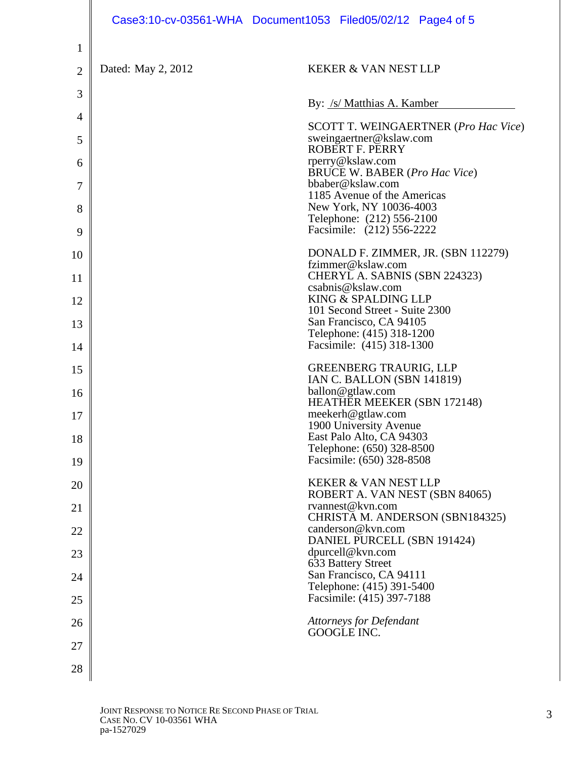Dated: May 2, 2012

KEKER & VAN NEST LLP

By: /s/ Matthias A. Kamber

SCOTT T. WEINGAERTNER (*Pro Hac Vice*)
sweingaertner@kslaw.com
ROBERT F. PERRY
rperry@kslaw.com
BRUCE W. BABER (*Pro Hac Vice*)
bbaber@kslaw.com
1185 Avenue of the Americas
New York, NY 10036-4003
Telephone: (212) 556-2100
Facsimile: (212) 556-2222

DONALD F. ZIMMER, JR. (SBN 112279)
fzimmer@kslaw.com
CHERYL A. SABNIS (SBN 224323)
csabnis@kslaw.com
KING & SPALDING LLP
101 Second Street - Suite 2300
San Francisco, CA 94105
Telephone: (415) 318-1200
Facsimile: (415) 318-1300

GREENBERG TRAURIG, LLP
IAN C. BALLON (SBN 141819)
ballon@gtlaw.com
HEATHER MEEKER (SBN 172148)
meekerh@gtlaw.com
1900 University Avenue
East Palo Alto, CA 94303
Telephone: (650) 328-8500
Facsimile: (650) 328-8508

KEKER & VAN NEST LLP
ROBERT A. VAN NEST (SBN 84065)
rvannest@kvn.com
CHRISTA M. ANDERSON (SBN184325)
canderson@kvn.com
DANIEL PURCELL (SBN 191424)
dpurcell@kvn.com
633 Battery Street
San Francisco, CA 94111
Telephone: (415) 391-5400
Facsimile: (415) 397-7188

*Attorneys for Defendant*
GOOGLE INC.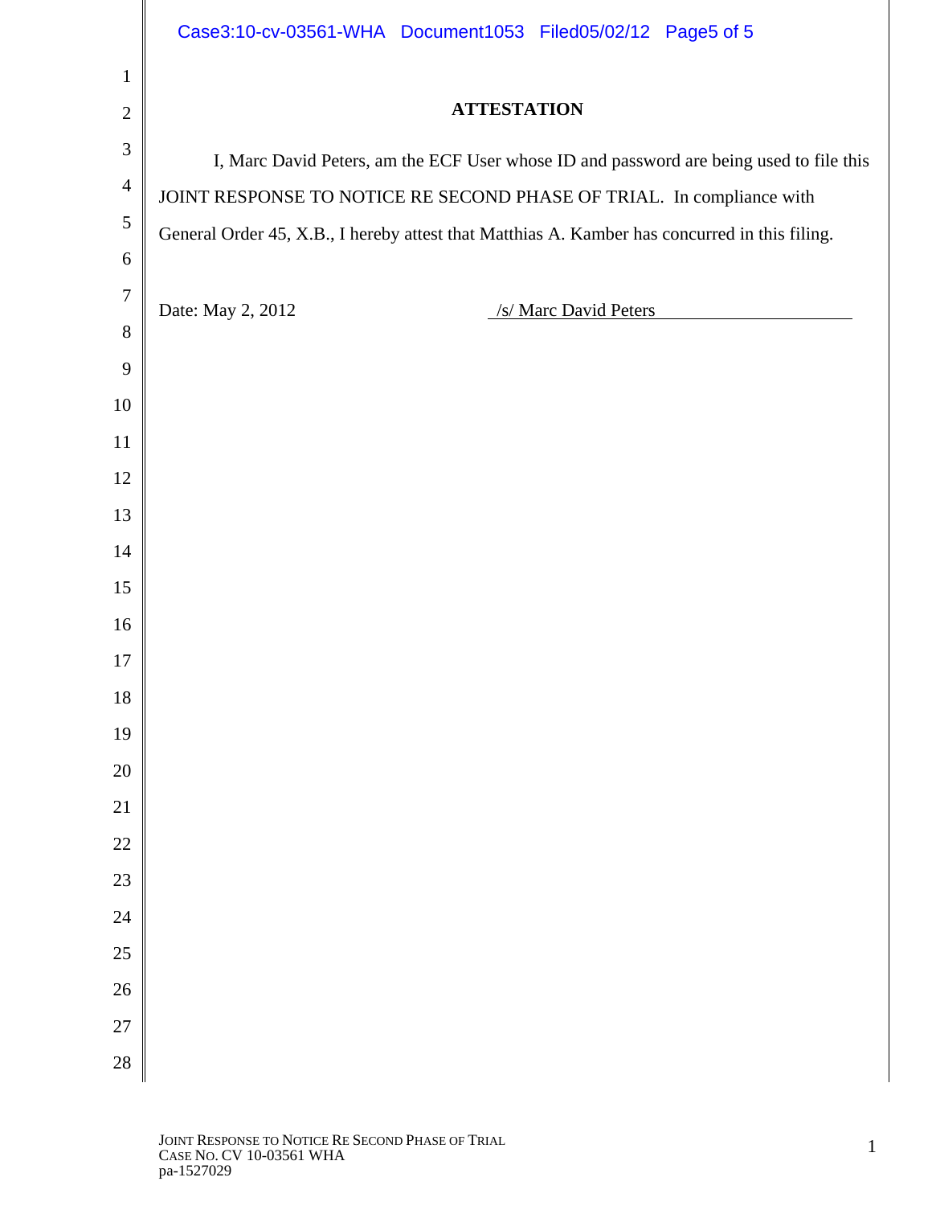## ATTESTATION

I, Marc David Peters, am the ECF User whose ID and password are being used to file this JOINT RESPONSE TO NOTICE RE SECOND PHASE OF TRIAL. In compliance with General Order 45, X.B., I hereby attest that Matthias A. Kamber has concurred in this filing.

Date: May 2, 2012 /s/ Marc David Peters